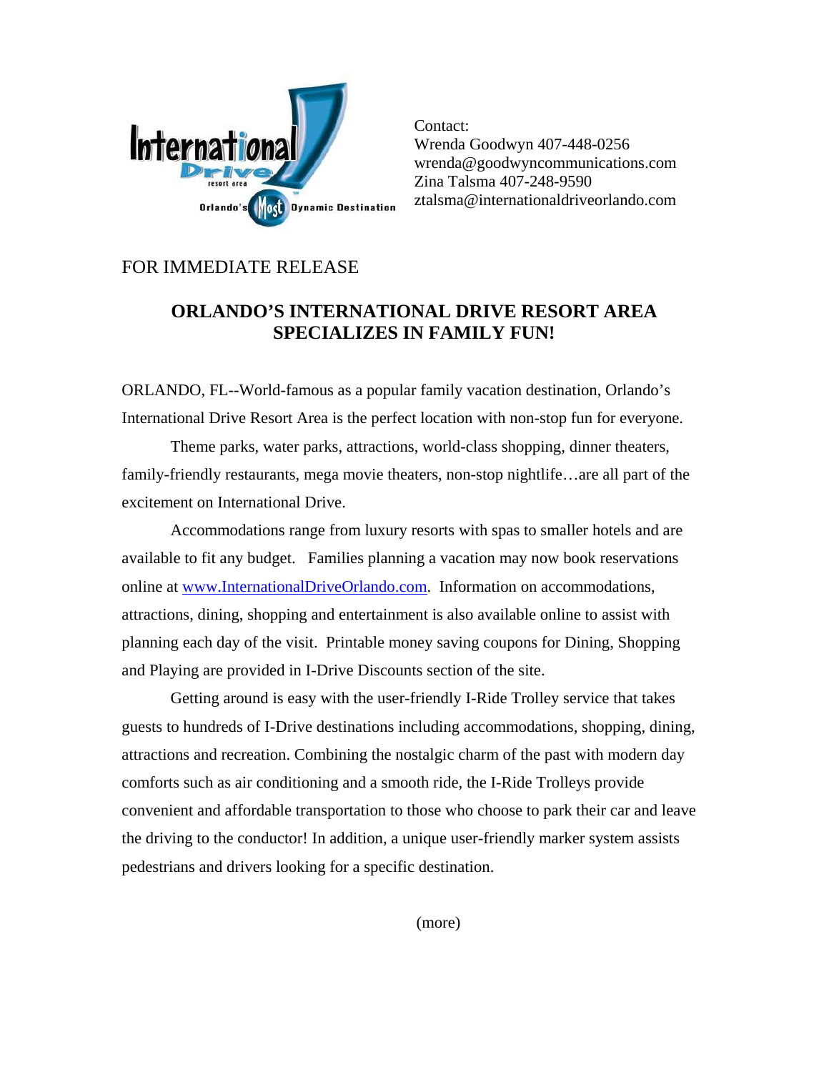Contact:
Wrenda Goodwyn 407-448-0256
wrenda@goodwyncommunications.com
Zina Talsma 407-248-9590
ztalsma@internationaldriveorlando.com

FOR IMMEDIATE RELEASE

# ORLANDO'S INTERNATIONAL DRIVE RESORT AREA SPECIALIZES IN FAMILY FUN!

ORLANDO, FL--World-famous as a popular family vacation destination, Orlando's International Drive Resort Area is the perfect location with non-stop fun for everyone.

Theme parks, water parks, attractions, world-class shopping, dinner theaters, family-friendly restaurants, mega movie theaters, non-stop nightlife…are all part of the excitement on International Drive.

Accommodations range from luxury resorts with spas to smaller hotels and are available to fit any budget. Families planning a vacation may now book reservations online at [www.InternationalDriveOrlando.com](http://www.InternationalDriveOrlando.com). Information on accommodations, attractions, dining, shopping and entertainment is also available online to assist with planning each day of the visit. Printable money saving coupons for Dining, Shopping and Playing are provided in I-Drive Discounts section of the site.

Getting around is easy with the user-friendly I-Ride Trolley service that takes guests to hundreds of I-Drive destinations including accommodations, shopping, dining, attractions and recreation. Combining the nostalgic charm of the past with modern day comforts such as air conditioning and a smooth ride, the I-Ride Trolleys provide convenient and affordable transportation to those who choose to park their car and leave the driving to the conductor! In addition, a unique user-friendly marker system assists pedestrians and drivers looking for a specific destination.

(more)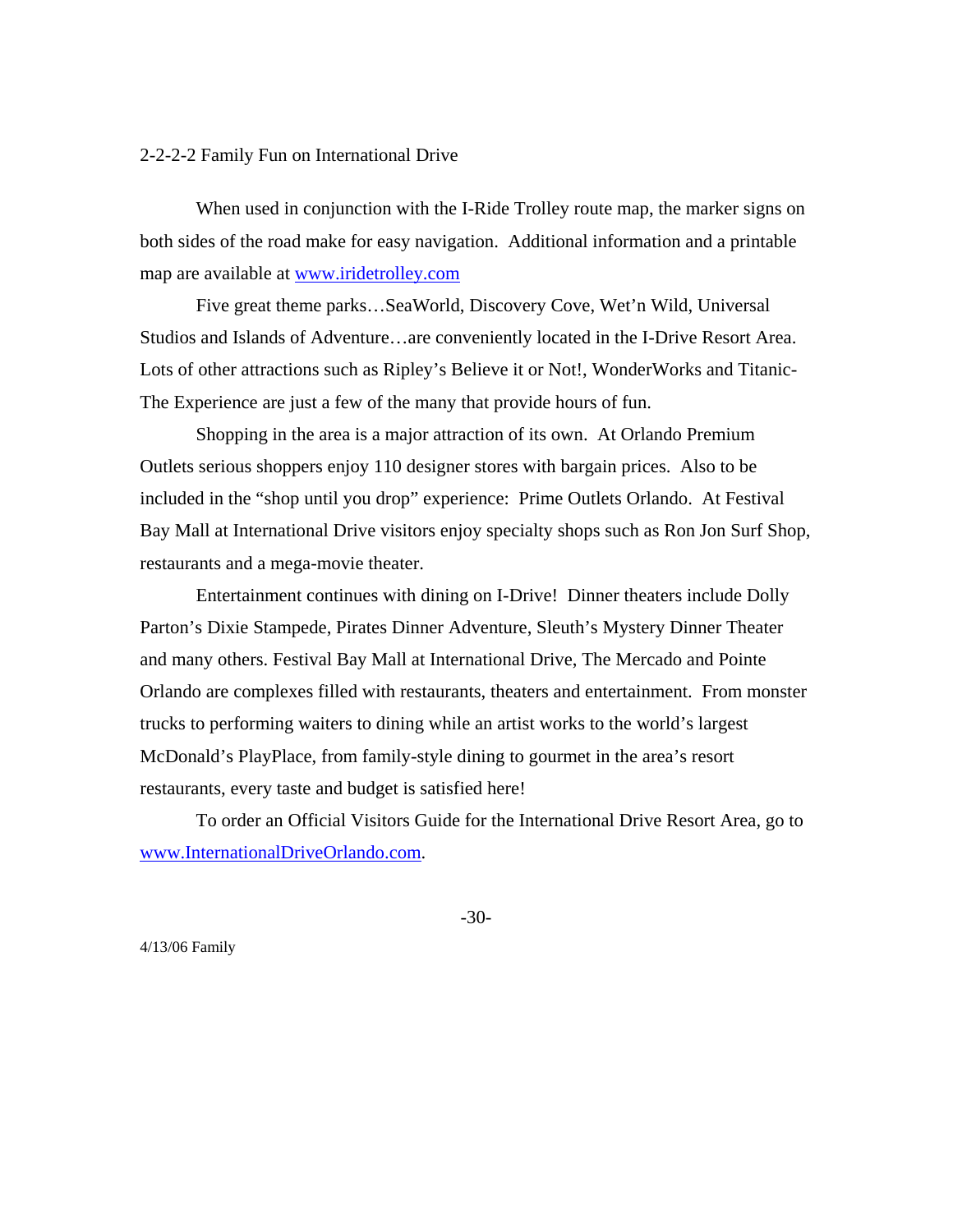2-2-2-2 Family Fun on International Drive

When used in conjunction with the I-Ride Trolley route map, the marker signs on both sides of the road make for easy navigation. Additional information and a printable map are available at www.iridetrolley.com

Five great theme parks…SeaWorld, Discovery Cove, Wet'n Wild, Universal Studios and Islands of Adventure…are conveniently located in the I-Drive Resort Area. Lots of other attractions such as Ripley's Believe it or Not!, WonderWorks and Titanic-The Experience are just a few of the many that provide hours of fun.

Shopping in the area is a major attraction of its own. At Orlando Premium Outlets serious shoppers enjoy 110 designer stores with bargain prices. Also to be included in the "shop until you drop" experience: Prime Outlets Orlando. At Festival Bay Mall at International Drive visitors enjoy specialty shops such as Ron Jon Surf Shop, restaurants and a mega-movie theater.

Entertainment continues with dining on I-Drive! Dinner theaters include Dolly Parton's Dixie Stampede, Pirates Dinner Adventure, Sleuth's Mystery Dinner Theater and many others. Festival Bay Mall at International Drive, The Mercado and Pointe Orlando are complexes filled with restaurants, theaters and entertainment. From monster trucks to performing waiters to dining while an artist works to the world's largest McDonald's PlayPlace, from family-style dining to gourmet in the area's resort restaurants, every taste and budget is satisfied here!

To order an Official Visitors Guide for the International Drive Resort Area, go to www.InternationalDriveOrlando.com.

-30-

4/13/06 Family